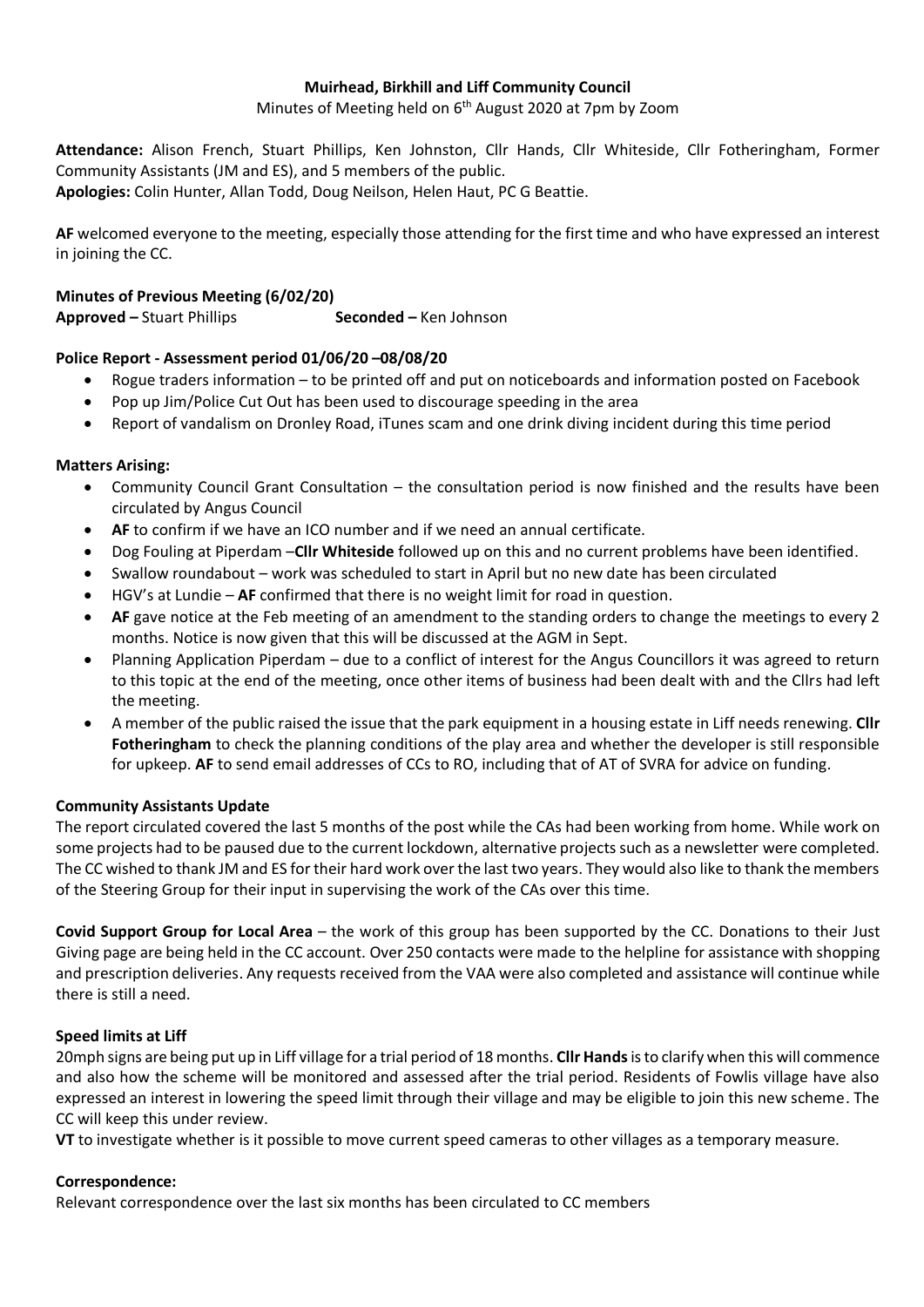**Muirhead, Birkhill and Liff Community Council**

Minutes of Meeting held on 6th August 2020 at 7pm by Zoom

**Attendance:** Alison French, Stuart Phillips, Ken Johnston, Cllr Hands, Cllr Whiteside, Cllr Fotheringham, Former Community Assistants (JM and ES), and 5 members of the public.
**Apologies:** Colin Hunter, Allan Todd, Doug Neilson, Helen Haut, PC G Beattie.

**AF** welcomed everyone to the meeting, especially those attending for the first time and who have expressed an interest in joining the CC.

**Minutes of Previous Meeting (6/02/20)**
**Approved –** Stuart Phillips **Seconded –** Ken Johnson

**Police Report - Assessment period 01/06/20 –08/08/20**

- Rogue traders information – to be printed off and put on noticeboards and information posted on Facebook
- Pop up Jim/Police Cut Out has been used to discourage speeding in the area
- Report of vandalism on Dronley Road, iTunes scam and one drink diving incident during this time period

**Matters Arising:**

- Community Council Grant Consultation – the consultation period is now finished and the results have been circulated by Angus Council
- **AF** to confirm if we have an ICO number and if we need an annual certificate.
- Dog Fouling at Piperdam –**Cllr Whiteside** followed up on this and no current problems have been identified.
- Swallow roundabout – work was scheduled to start in April but no new date has been circulated
- HGV's at Lundie – **AF** confirmed that there is no weight limit for road in question.
- **AF** gave notice at the Feb meeting of an amendment to the standing orders to change the meetings to every 2 months. Notice is now given that this will be discussed at the AGM in Sept.
- Planning Application Piperdam – due to a conflict of interest for the Angus Councillors it was agreed to return to this topic at the end of the meeting, once other items of business had been dealt with and the Cllrs had left the meeting.
- A member of the public raised the issue that the park equipment in a housing estate in Liff needs renewing. **Cllr Fotheringham** to check the planning conditions of the play area and whether the developer is still responsible for upkeep. **AF** to send email addresses of CCs to RO, including that of AT of SVRA for advice on funding.

**Community Assistants Update**

The report circulated covered the last 5 months of the post while the CAs had been working from home. While work on some projects had to be paused due to the current lockdown, alternative projects such as a newsletter were completed. The CC wished to thank JM and ES for their hard work over the last two years. They would also like to thank the members of the Steering Group for their input in supervising the work of the CAs over this time.

**Covid Support Group for Local Area** – the work of this group has been supported by the CC. Donations to their Just Giving page are being held in the CC account. Over 250 contacts were made to the helpline for assistance with shopping and prescription deliveries. Any requests received from the VAA were also completed and assistance will continue while there is still a need.

**Speed limits at Liff**

20mph signs are being put up in Liff village for a trial period of 18 months. **Cllr Hands** is to clarify when this will commence and also how the scheme will be monitored and assessed after the trial period. Residents of Fowlis village have also expressed an interest in lowering the speed limit through their village and may be eligible to join this new scheme. The CC will keep this under review.

**VT** to investigate whether is it possible to move current speed cameras to other villages as a temporary measure.

**Correspondence:**

Relevant correspondence over the last six months has been circulated to CC members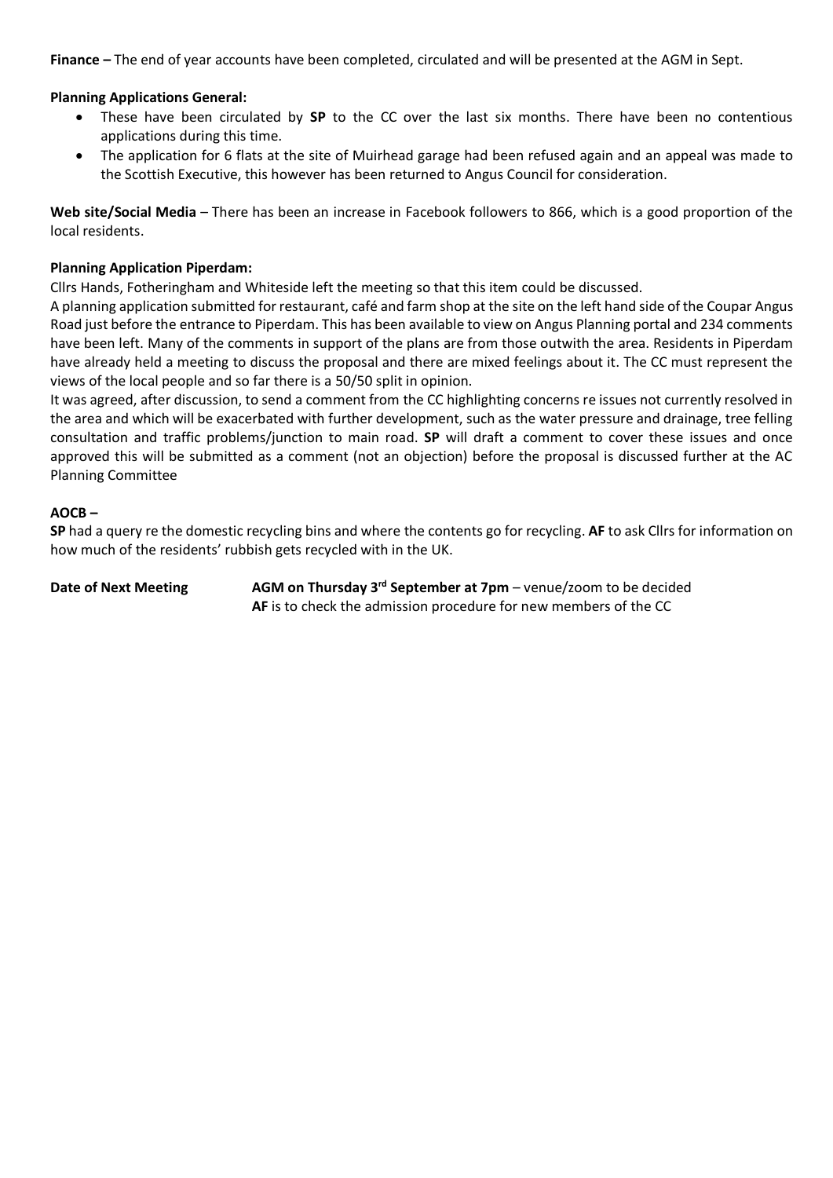**Finance –** The end of year accounts have been completed, circulated and will be presented at the AGM in Sept.

**Planning Applications General:**

- These have been circulated by **SP** to the CC over the last six months. There have been no contentious applications during this time.
- The application for 6 flats at the site of Muirhead garage had been refused again and an appeal was made to the Scottish Executive, this however has been returned to Angus Council for consideration.

**Web site/Social Media** – There has been an increase in Facebook followers to 866, which is a good proportion of the local residents.

**Planning Application Piperdam:**

Cllrs Hands, Fotheringham and Whiteside left the meeting so that this item could be discussed.

A planning application submitted for restaurant, café and farm shop at the site on the left hand side of the Coupar Angus Road just before the entrance to Piperdam. This has been available to view on Angus Planning portal and 234 comments have been left. Many of the comments in support of the plans are from those outwith the area. Residents in Piperdam have already held a meeting to discuss the proposal and there are mixed feelings about it. The CC must represent the views of the local people and so far there is a 50/50 split in opinion.

It was agreed, after discussion, to send a comment from the CC highlighting concerns re issues not currently resolved in the area and which will be exacerbated with further development, such as the water pressure and drainage, tree felling consultation and traffic problems/junction to main road. **SP** will draft a comment to cover these issues and once approved this will be submitted as a comment (not an objection) before the proposal is discussed further at the AC Planning Committee

**AOCB –**

**SP** had a query re the domestic recycling bins and where the contents go for recycling. **AF** to ask Cllrs for information on how much of the residents' rubbish gets recycled with in the UK.

**Date of Next Meeting** **AGM on Thursday 3rd September at 7pm** – venue/zoom to be decided
**AF** is to check the admission procedure for new members of the CC